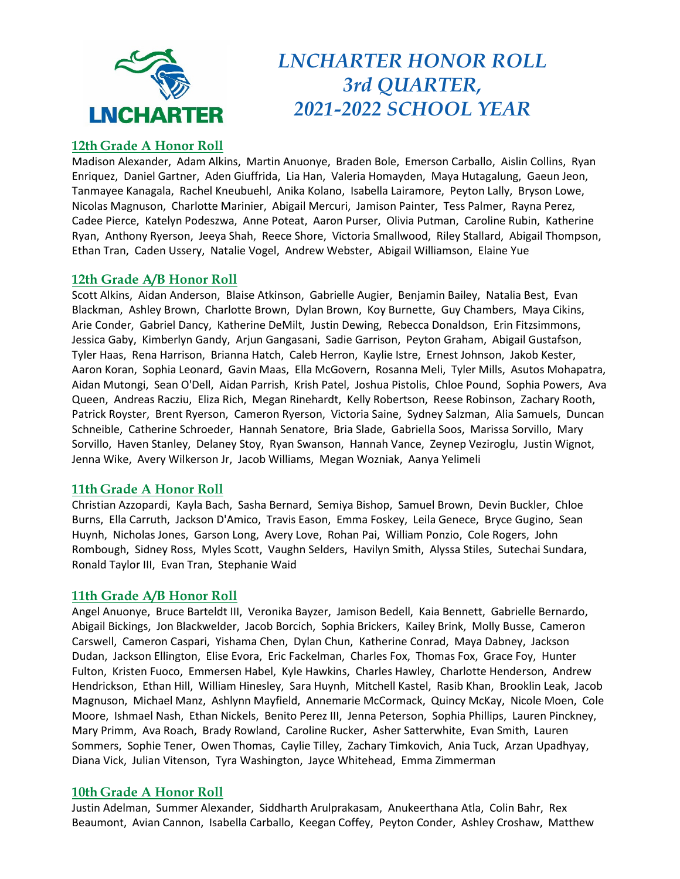# LNCHARTER HONOR ROLL
# 3rd QUARTER,
# 2021-2022 SCHOOL YEAR

## 12th Grade A Honor Roll

Madison Alexander, Adam Alkins, Martin Anuonye, Braden Bole, Emerson Carballo, Aislin Collins, Ryan Enriquez, Daniel Gartner, Aden Giuffrida, Lia Han, Valeria Homayden, Maya Hutagalung, Gaeun Jeon, Tanmayee Kanagala, Rachel Kneubuehl, Anika Kolano, Isabella Lairamore, Peyton Lally, Bryson Lowe, Nicolas Magnuson, Charlotte Marinier, Abigail Mercuri, Jamison Painter, Tess Palmer, Rayna Perez, Cadee Pierce, Katelyn Podeszwa, Anne Poteat, Aaron Purser, Olivia Putman, Caroline Rubin, Katherine Ryan, Anthony Ryerson, Jeeya Shah, Reece Shore, Victoria Smallwood, Riley Stallard, Abigail Thompson, Ethan Tran, Caden Ussery, Natalie Vogel, Andrew Webster, Abigail Williamson, Elaine Yue

## 12th Grade A/B Honor Roll

Scott Alkins, Aidan Anderson, Blaise Atkinson, Gabrielle Augier, Benjamin Bailey, Natalia Best, Evan Blackman, Ashley Brown, Charlotte Brown, Dylan Brown, Koy Burnette, Guy Chambers, Maya Cikins, Arie Conder, Gabriel Dancy, Katherine DeMilt, Justin Dewing, Rebecca Donaldson, Erin Fitzsimmons, Jessica Gaby, Kimberlyn Gandy, Arjun Gangasani, Sadie Garrison, Peyton Graham, Abigail Gustafson, Tyler Haas, Rena Harrison, Brianna Hatch, Caleb Herron, Kaylie Istre, Ernest Johnson, Jakob Kester, Aaron Koran, Sophia Leonard, Gavin Maas, Ella McGovern, Rosanna Meli, Tyler Mills, Asutos Mohapatra, Aidan Mutongi, Sean O'Dell, Aidan Parrish, Krish Patel, Joshua Pistolis, Chloe Pound, Sophia Powers, Ava Queen, Andreas Racziu, Eliza Rich, Megan Rinehardt, Kelly Robertson, Reese Robinson, Zachary Rooth, Patrick Royster, Brent Ryerson, Cameron Ryerson, Victoria Saine, Sydney Salzman, Alia Samuels, Duncan Schneible, Catherine Schroeder, Hannah Senatore, Bria Slade, Gabriella Soos, Marissa Sorvillo, Mary Sorvillo, Haven Stanley, Delaney Stoy, Ryan Swanson, Hannah Vance, Zeynep Veziroglu, Justin Wignot, Jenna Wike, Avery Wilkerson Jr, Jacob Williams, Megan Wozniak, Aanya Yelimeli

## 11th Grade A Honor Roll

Christian Azzopardi, Kayla Bach, Sasha Bernard, Semiya Bishop, Samuel Brown, Devin Buckler, Chloe Burns, Ella Carruth, Jackson D'Amico, Travis Eason, Emma Foskey, Leila Genece, Bryce Gugino, Sean Huynh, Nicholas Jones, Garson Long, Avery Love, Rohan Pai, William Ponzio, Cole Rogers, John Rombough, Sidney Ross, Myles Scott, Vaughn Selders, Havilyn Smith, Alyssa Stiles, Sutechai Sundara, Ronald Taylor III, Evan Tran, Stephanie Waid

## 11th Grade A/B Honor Roll

Angel Anuonye, Bruce Barteldt III, Veronika Bayzer, Jamison Bedell, Kaia Bennett, Gabrielle Bernardo, Abigail Bickings, Jon Blackwelder, Jacob Borcich, Sophia Brickers, Kailey Brink, Molly Busse, Cameron Carswell, Cameron Caspari, Yishama Chen, Dylan Chun, Katherine Conrad, Maya Dabney, Jackson Dudan, Jackson Ellington, Elise Evora, Eric Fackelman, Charles Fox, Thomas Fox, Grace Foy, Hunter Fulton, Kristen Fuoco, Emmersen Habel, Kyle Hawkins, Charles Hawley, Charlotte Henderson, Andrew Hendrickson, Ethan Hill, William Hinesley, Sara Huynh, Mitchell Kastel, Rasib Khan, Brooklin Leak, Jacob Magnuson, Michael Manz, Ashlynn Mayfield, Annemarie McCormack, Quincy McKay, Nicole Moen, Cole Moore, Ishmael Nash, Ethan Nickels, Benito Perez III, Jenna Peterson, Sophia Phillips, Lauren Pinckney, Mary Primm, Ava Roach, Brady Rowland, Caroline Rucker, Asher Satterwhite, Evan Smith, Lauren Sommers, Sophie Tener, Owen Thomas, Caylie Tilley, Zachary Timkovich, Ania Tuck, Arzan Upadhyay, Diana Vick, Julian Vitenson, Tyra Washington, Jayce Whitehead, Emma Zimmerman

## 10th Grade A Honor Roll

Justin Adelman, Summer Alexander, Siddharth Arulprakasam, Anukeerthana Atla, Colin Bahr, Rex Beaumont, Avian Cannon, Isabella Carballo, Keegan Coffey, Peyton Conder, Ashley Croshaw, Matthew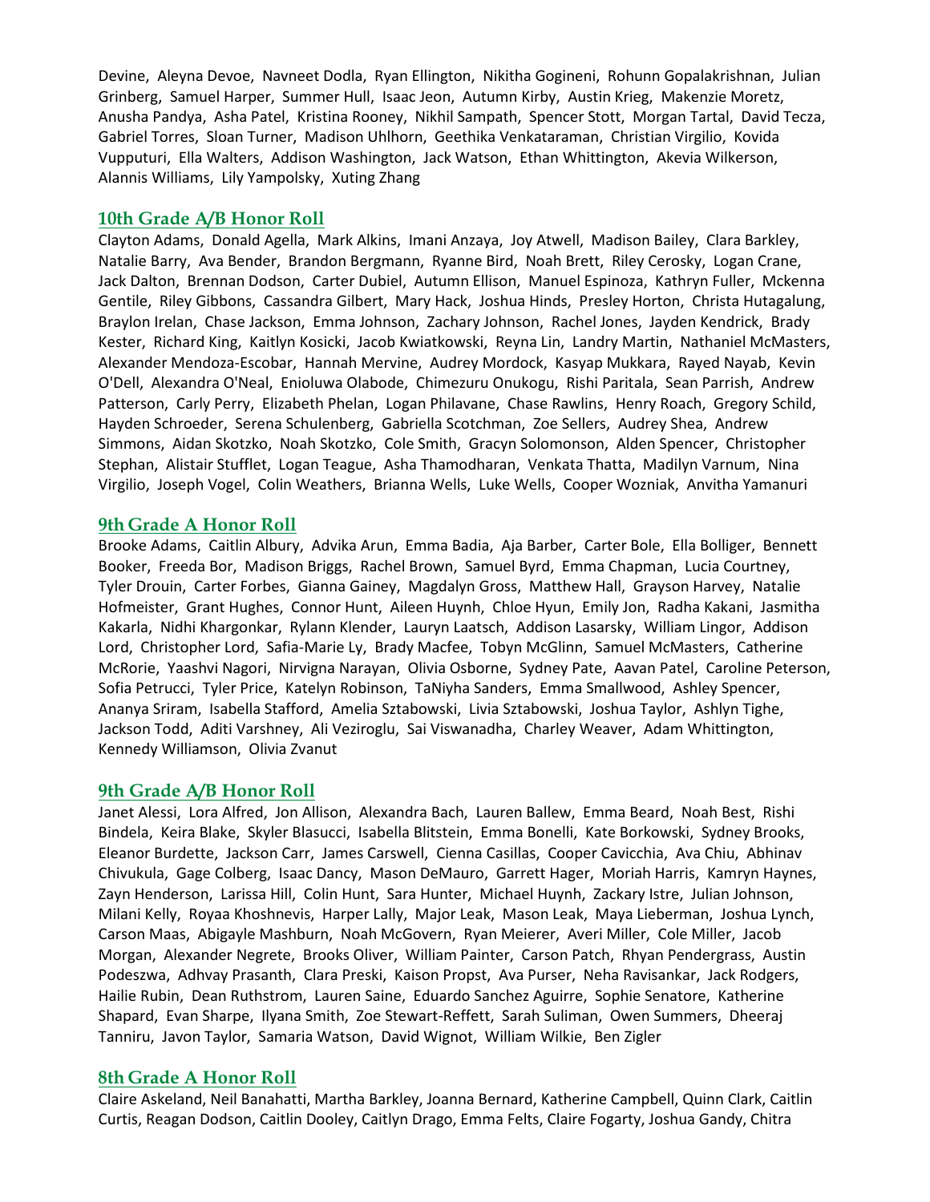Devine, Aleyna Devoe, Navneet Dodla, Ryan Ellington, Nikitha Gogineni, Rohunn Gopalakrishnan, Julian Grinberg, Samuel Harper, Summer Hull, Isaac Jeon, Autumn Kirby, Austin Krieg, Makenzie Moretz, Anusha Pandya, Asha Patel, Kristina Rooney, Nikhil Sampath, Spencer Stott, Morgan Tartal, David Tecza, Gabriel Torres, Sloan Turner, Madison Uhlhorn, Geethika Venkataraman, Christian Virgilio, Kovida Vupputuri, Ella Walters, Addison Washington, Jack Watson, Ethan Whittington, Akevia Wilkerson, Alannis Williams, Lily Yampolsky, Xuting Zhang

## 10th Grade A/B Honor Roll

Clayton Adams, Donald Agella, Mark Alkins, Imani Anzaya, Joy Atwell, Madison Bailey, Clara Barkley, Natalie Barry, Ava Bender, Brandon Bergmann, Ryanne Bird, Noah Brett, Riley Cerosky, Logan Crane, Jack Dalton, Brennan Dodson, Carter Dubiel, Autumn Ellison, Manuel Espinoza, Kathryn Fuller, Mckenna Gentile, Riley Gibbons, Cassandra Gilbert, Mary Hack, Joshua Hinds, Presley Horton, Christa Hutagalung, Braylon Irelan, Chase Jackson, Emma Johnson, Zachary Johnson, Rachel Jones, Jayden Kendrick, Brady Kester, Richard King, Kaitlyn Kosicki, Jacob Kwiatkowski, Reyna Lin, Landry Martin, Nathaniel McMasters, Alexander Mendoza-Escobar, Hannah Mervine, Audrey Mordock, Kasyap Mukkara, Rayed Nayab, Kevin O'Dell, Alexandra O'Neal, Enioluwa Olabode, Chimezuru Onukogu, Rishi Paritala, Sean Parrish, Andrew Patterson, Carly Perry, Elizabeth Phelan, Logan Philavane, Chase Rawlins, Henry Roach, Gregory Schild, Hayden Schroeder, Serena Schulenberg, Gabriella Scotchman, Zoe Sellers, Audrey Shea, Andrew Simmons, Aidan Skotzko, Noah Skotzko, Cole Smith, Gracyn Solomonson, Alden Spencer, Christopher Stephan, Alistair Stufflet, Logan Teague, Asha Thamodharan, Venkata Thatta, Madilyn Varnum, Nina Virgilio, Joseph Vogel, Colin Weathers, Brianna Wells, Luke Wells, Cooper Wozniak, Anvitha Yamanuri

## 9th Grade A Honor Roll

Brooke Adams, Caitlin Albury, Advika Arun, Emma Badia, Aja Barber, Carter Bole, Ella Bolliger, Bennett Booker, Freeda Bor, Madison Briggs, Rachel Brown, Samuel Byrd, Emma Chapman, Lucia Courtney, Tyler Drouin, Carter Forbes, Gianna Gainey, Magdalyn Gross, Matthew Hall, Grayson Harvey, Natalie Hofmeister, Grant Hughes, Connor Hunt, Aileen Huynh, Chloe Hyun, Emily Jon, Radha Kakani, Jasmitha Kakarla, Nidhi Khargonkar, Rylann Klender, Lauryn Laatsch, Addison Lasarsky, William Lingor, Addison Lord, Christopher Lord, Safia-Marie Ly, Brady Macfee, Tobyn McGlinn, Samuel McMasters, Catherine McRorie, Yaashvi Nagori, Nirvigna Narayan, Olivia Osborne, Sydney Pate, Aavan Patel, Caroline Peterson, Sofia Petrucci, Tyler Price, Katelyn Robinson, TaNiyha Sanders, Emma Smallwood, Ashley Spencer, Ananya Sriram, Isabella Stafford, Amelia Sztabowski, Livia Sztabowski, Joshua Taylor, Ashlyn Tighe, Jackson Todd, Aditi Varshney, Ali Veziroglu, Sai Viswanadha, Charley Weaver, Adam Whittington, Kennedy Williamson, Olivia Zvanut

## 9th Grade A/B Honor Roll

Janet Alessi, Lora Alfred, Jon Allison, Alexandra Bach, Lauren Ballew, Emma Beard, Noah Best, Rishi Bindela, Keira Blake, Skyler Blasucci, Isabella Blitstein, Emma Bonelli, Kate Borkowski, Sydney Brooks, Eleanor Burdette, Jackson Carr, James Carswell, Cienna Casillas, Cooper Cavicchia, Ava Chiu, Abhinav Chivukula, Gage Colberg, Isaac Dancy, Mason DeMauro, Garrett Hager, Moriah Harris, Kamryn Haynes, Zayn Henderson, Larissa Hill, Colin Hunt, Sara Hunter, Michael Huynh, Zackary Istre, Julian Johnson, Milani Kelly, Royaa Khoshnevis, Harper Lally, Major Leak, Mason Leak, Maya Lieberman, Joshua Lynch, Carson Maas, Abigayle Mashburn, Noah McGovern, Ryan Meierer, Averi Miller, Cole Miller, Jacob Morgan, Alexander Negrete, Brooks Oliver, William Painter, Carson Patch, Rhyan Pendergrass, Austin Podeszwa, Adhvay Prasanth, Clara Preski, Kaison Propst, Ava Purser, Neha Ravisankar, Jack Rodgers, Hailie Rubin, Dean Ruthstrom, Lauren Saine, Eduardo Sanchez Aguirre, Sophie Senatore, Katherine Shapard, Evan Sharpe, Ilyana Smith, Zoe Stewart-Reffett, Sarah Suliman, Owen Summers, Dheeraj Tanniru, Javon Taylor, Samaria Watson, David Wignot, William Wilkie, Ben Zigler

## 8th Grade A Honor Roll

Claire Askeland, Neil Banahatti, Martha Barkley, Joanna Bernard, Katherine Campbell, Quinn Clark, Caitlin Curtis, Reagan Dodson, Caitlin Dooley, Caitlyn Drago, Emma Felts, Claire Fogarty, Joshua Gandy, Chitra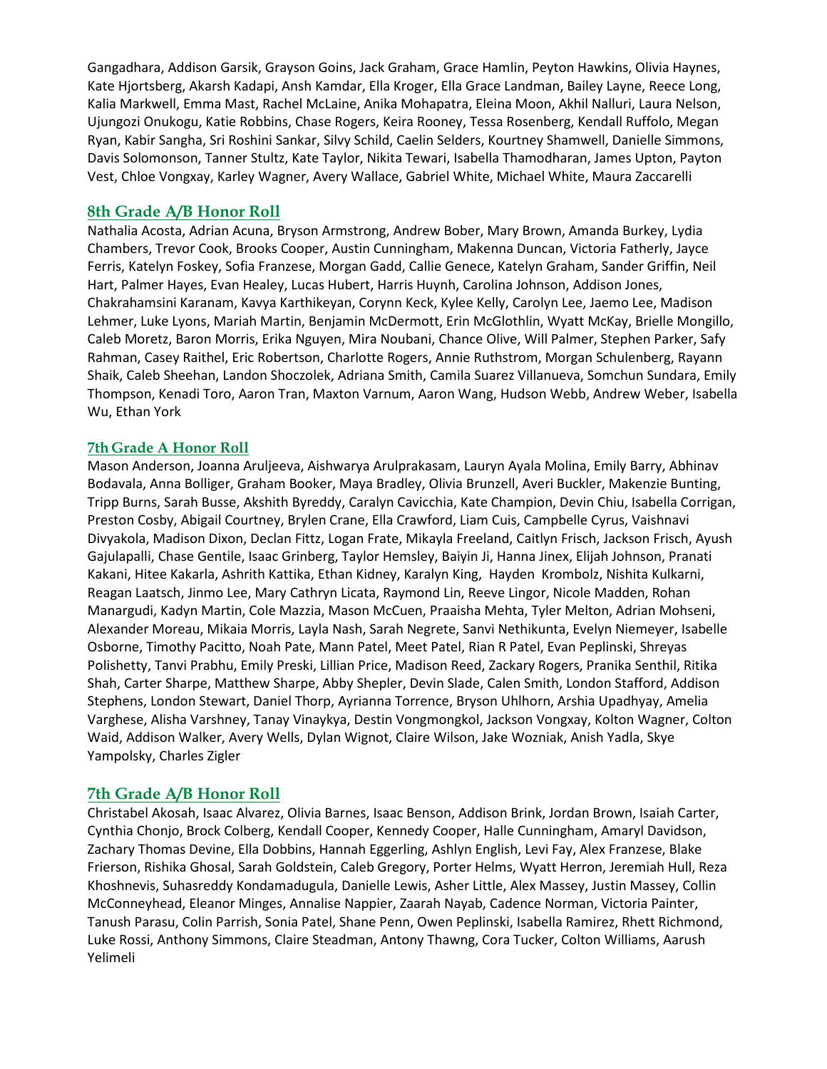Gangadhara, Addison Garsik, Grayson Goins, Jack Graham, Grace Hamlin, Peyton Hawkins, Olivia Haynes, Kate Hjortsberg, Akarsh Kadapi, Ansh Kamdar, Ella Kroger, Ella Grace Landman, Bailey Layne, Reece Long, Kalia Markwell, Emma Mast, Rachel McLaine, Anika Mohapatra, Eleina Moon, Akhil Nalluri, Laura Nelson, Ujungozi Onukogu, Katie Robbins, Chase Rogers, Keira Rooney, Tessa Rosenberg, Kendall Ruffolo, Megan Ryan, Kabir Sangha, Sri Roshini Sankar, Silvy Schild, Caelin Selders, Kourtney Shamwell, Danielle Simmons, Davis Solomonson, Tanner Stultz, Kate Taylor, Nikita Tewari, Isabella Thamodharan, James Upton, Payton Vest, Chloe Vongxay, Karley Wagner, Avery Wallace, Gabriel White, Michael White, Maura Zaccarelli

## 8th Grade A/B Honor Roll

Nathalia Acosta, Adrian Acuna, Bryson Armstrong, Andrew Bober, Mary Brown, Amanda Burkey, Lydia Chambers, Trevor Cook, Brooks Cooper, Austin Cunningham, Makenna Duncan, Victoria Fatherly, Jayce Ferris, Katelyn Foskey, Sofia Franzese, Morgan Gadd, Callie Genece, Katelyn Graham, Sander Griffin, Neil Hart, Palmer Hayes, Evan Healey, Lucas Hubert, Harris Huynh, Carolina Johnson, Addison Jones, Chakrahamsini Karanam, Kavya Karthikeyan, Corynn Keck, Kylee Kelly, Carolyn Lee, Jaemo Lee, Madison Lehmer, Luke Lyons, Mariah Martin, Benjamin McDermott, Erin McGlothlin, Wyatt McKay, Brielle Mongillo, Caleb Moretz, Baron Morris, Erika Nguyen, Mira Noubani, Chance Olive, Will Palmer, Stephen Parker, Safy Rahman, Casey Raithel, Eric Robertson, Charlotte Rogers, Annie Ruthstrom, Morgan Schulenberg, Rayann Shaik, Caleb Sheehan, Landon Shoczolek, Adriana Smith, Camila Suarez Villanueva, Somchun Sundara, Emily Thompson, Kenadi Toro, Aaron Tran, Maxton Varnum, Aaron Wang, Hudson Webb, Andrew Weber, Isabella Wu, Ethan York

## 7th Grade A Honor Roll

Mason Anderson, Joanna Aruljeeva, Aishwarya Arulprakasam, Lauryn Ayala Molina, Emily Barry, Abhinav Bodavala, Anna Bolliger, Graham Booker, Maya Bradley, Olivia Brunzell, Averi Buckler, Makenzie Bunting, Tripp Burns, Sarah Busse, Akshith Byreddy, Caralyn Cavicchia, Kate Champion, Devin Chiu, Isabella Corrigan, Preston Cosby, Abigail Courtney, Brylen Crane, Ella Crawford, Liam Cuis, Campbelle Cyrus, Vaishnavi Divyakola, Madison Dixon, Declan Fittz, Logan Frate, Mikayla Freeland, Caitlyn Frisch, Jackson Frisch, Ayush Gajulapalli, Chase Gentile, Isaac Grinberg, Taylor Hemsley, Baiyin Ji, Hanna Jinex, Elijah Johnson, Pranati Kakani, Hitee Kakarla, Ashrith Kattika, Ethan Kidney, Karalyn King, Hayden Krombolz, Nishita Kulkarni, Reagan Laatsch, Jinmo Lee, Mary Cathryn Licata, Raymond Lin, Reeve Lingor, Nicole Madden, Rohan Manargudi, Kadyn Martin, Cole Mazzia, Mason McCuen, Praaisha Mehta, Tyler Melton, Adrian Mohseni, Alexander Moreau, Mikaia Morris, Layla Nash, Sarah Negrete, Sanvi Nethikunta, Evelyn Niemeyer, Isabelle Osborne, Timothy Pacitto, Noah Pate, Mann Patel, Meet Patel, Rian R Patel, Evan Peplinski, Shreyas Polishetty, Tanvi Prabhu, Emily Preski, Lillian Price, Madison Reed, Zackary Rogers, Pranika Senthil, Ritika Shah, Carter Sharpe, Matthew Sharpe, Abby Shepler, Devin Slade, Calen Smith, London Stafford, Addison Stephens, London Stewart, Daniel Thorp, Ayrianna Torrence, Bryson Uhlhorn, Arshia Upadhyay, Amelia Varghese, Alisha Varshney, Tanay Vinaykya, Destin Vongmongkol, Jackson Vongxay, Kolton Wagner, Colton Waid, Addison Walker, Avery Wells, Dylan Wignot, Claire Wilson, Jake Wozniak, Anish Yadla, Skye Yampolsky, Charles Zigler

## 7th Grade A/B Honor Roll

Christabel Akosah, Isaac Alvarez, Olivia Barnes, Isaac Benson, Addison Brink, Jordan Brown, Isaiah Carter, Cynthia Chonjo, Brock Colberg, Kendall Cooper, Kennedy Cooper, Halle Cunningham, Amaryl Davidson, Zachary Thomas Devine, Ella Dobbins, Hannah Eggerling, Ashlyn English, Levi Fay, Alex Franzese, Blake Frierson, Rishika Ghosal, Sarah Goldstein, Caleb Gregory, Porter Helms, Wyatt Herron, Jeremiah Hull, Reza Khoshnevis, Suhasreddy Kondamadugula, Danielle Lewis, Asher Little, Alex Massey, Justin Massey, Collin McConneyhead, Eleanor Minges, Annalise Nappier, Zaarah Nayab, Cadence Norman, Victoria Painter, Tanush Parasu, Colin Parrish, Sonia Patel, Shane Penn, Owen Peplinski, Isabella Ramirez, Rhett Richmond, Luke Rossi, Anthony Simmons, Claire Steadman, Antony Thawng, Cora Tucker, Colton Williams, Aarush Yelimeli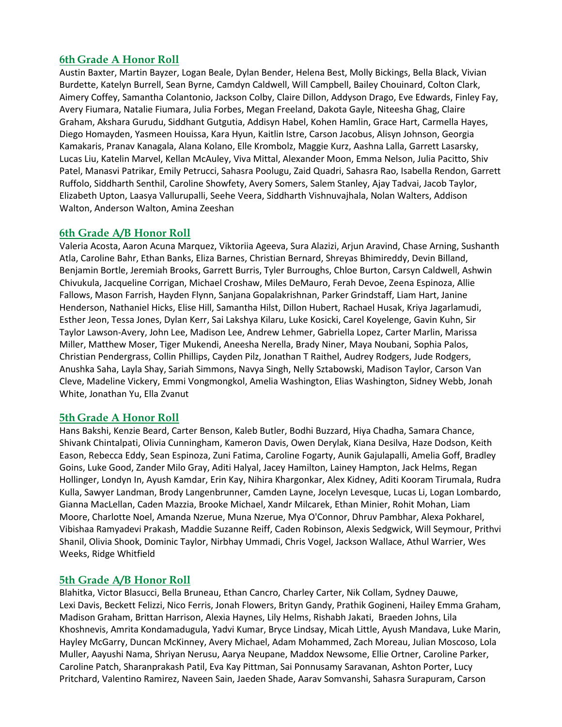## 6th Grade A Honor Roll

Austin Baxter, Martin Bayzer, Logan Beale, Dylan Bender, Helena Best, Molly Bickings, Bella Black, Vivian Burdette, Katelyn Burrell, Sean Byrne, Camdyn Caldwell, Will Campbell, Bailey Chouinard, Colton Clark, Aimery Coffey, Samantha Colantonio, Jackson Colby, Claire Dillon, Addyson Drago, Eve Edwards, Finley Fay, Avery Fiumara, Natalie Fiumara, Julia Forbes, Megan Freeland, Dakota Gayle, Niteesha Ghag, Claire Graham, Akshara Gurudu, Siddhant Gutgutia, Addisyn Habel, Kohen Hamlin, Grace Hart, Carmella Hayes, Diego Homayden, Yasmeen Houissa, Kara Hyun, Kaitlin Istre, Carson Jacobus, Alisyn Johnson, Georgia Kamakaris, Pranav Kanagala, Alana Kolano, Elle Krombolz, Maggie Kurz, Aashna Lalla, Garrett Lasarsky, Lucas Liu, Katelin Marvel, Kellan McAuley, Viva Mittal, Alexander Moon, Emma Nelson, Julia Pacitto, Shiv Patel, Manasvi Patrikar, Emily Petrucci, Sahasra Poolugu, Zaid Quadri, Sahasra Rao, Isabella Rendon, Garrett Ruffolo, Siddharth Senthil, Caroline Showfety, Avery Somers, Salem Stanley, Ajay Tadvai, Jacob Taylor, Elizabeth Upton, Laasya Vallurupalli, Seehe Veera, Siddharth Vishnuvajhala, Nolan Walters, Addison Walton, Anderson Walton, Amina Zeeshan

## 6th Grade A/B Honor Roll

Valeria Acosta, Aaron Acuna Marquez, Viktoriia Ageeva, Sura Alazizi, Arjun Aravind, Chase Arning, Sushanth Atla, Caroline Bahr, Ethan Banks, Eliza Barnes, Christian Bernard, Shreyas Bhimireddy, Devin Billand, Benjamin Bortle, Jeremiah Brooks, Garrett Burris, Tyler Burroughs, Chloe Burton, Carsyn Caldwell, Ashwin Chivukula, Jacqueline Corrigan, Michael Croshaw, Miles DeMauro, Ferah Devoe, Zeena Espinoza, Allie Fallows, Mason Farrish, Hayden Flynn, Sanjana Gopalakrishnan, Parker Grindstaff, Liam Hart, Janine Henderson, Nathaniel Hicks, Elise Hill, Samantha Hilst, Dillon Hubert, Rachael Husak, Kriya Jagarlamudi, Esther Jeon, Tessa Jones, Dylan Kerr, Sai Lakshya Kilaru, Luke Kosicki, Carel Koyelenge, Gavin Kuhn, Sir Taylor Lawson-Avery, John Lee, Madison Lee, Andrew Lehmer, Gabriella Lopez, Carter Marlin, Marissa Miller, Matthew Moser, Tiger Mukendi, Aneesha Nerella, Brady Niner, Maya Noubani, Sophia Palos, Christian Pendergrass, Collin Phillips, Cayden Pilz, Jonathan T Raithel, Audrey Rodgers, Jude Rodgers, Anushka Saha, Layla Shay, Sariah Simmons, Navya Singh, Nelly Sztabowski, Madison Taylor, Carson Van Cleve, Madeline Vickery, Emmi Vongmongkol, Amelia Washington, Elias Washington, Sidney Webb, Jonah White, Jonathan Yu, Ella Zvanut

## 5th Grade A Honor Roll

Hans Bakshi, Kenzie Beard, Carter Benson, Kaleb Butler, Bodhi Buzzard, Hiya Chadha, Samara Chance, Shivank Chintalpati, Olivia Cunningham, Kameron Davis, Owen Derylak, Kiana Desilva, Haze Dodson, Keith Eason, Rebecca Eddy, Sean Espinoza, Zuni Fatima, Caroline Fogarty, Aunik Gajulapalli, Amelia Goff, Bradley Goins, Luke Good, Zander Milo Gray, Aditi Halyal, Jacey Hamilton, Lainey Hampton, Jack Helms, Regan Hollinger, Londyn In, Ayush Kamdar, Erin Kay, Nihira Khargonkar, Alex Kidney, Aditi Kooram Tirumala, Rudra Kulla, Sawyer Landman, Brody Langenbrunner, Camden Layne, Jocelyn Levesque, Lucas Li, Logan Lombardo, Gianna MacLellan, Caden Mazzia, Brooke Michael, Xandr Milcarek, Ethan Minier, Rohit Mohan, Liam Moore, Charlotte Noel, Amanda Nzerue, Muna Nzerue, Mya O'Connor, Dhruv Pambhar, Alexa Pokharel, Vibishaa Ramyadevi Prakash, Maddie Suzanne Reiff, Caden Robinson, Alexis Sedgwick, Will Seymour, Prithvi Shanil, Olivia Shook, Dominic Taylor, Nirbhay Ummadi, Chris Vogel, Jackson Wallace, Athul Warrier, Wes Weeks, Ridge Whitfield

## 5th Grade A/B Honor Roll

Blahitka, Victor Blasucci, Bella Bruneau, Ethan Cancro, Charley Carter, Nik Collam, Sydney Dauwe, Lexi Davis, Beckett Felizzi, Nico Ferris, Jonah Flowers, Brityn Gandy, Prathik Gogineni, Hailey Emma Graham, Madison Graham, Brittan Harrison, Alexia Haynes, Lily Helms, Rishabh Jakati, Braeden Johns, Lila Khoshnevis, Amrita Kondamadugula, Yadvi Kumar, Bryce Lindsay, Micah Little, Ayush Mandava, Luke Marin, Hayley McGarry, Duncan McKinney, Avery Michael, Adam Mohammed, Zach Moreau, Julian Moscoso, Lola Muller, Aayushi Nama, Shriyan Nerusu, Aarya Neupane, Maddox Newsome, Ellie Ortner, Caroline Parker, Caroline Patch, Sharanprakash Patil, Eva Kay Pittman, Sai Ponnusamy Saravanan, Ashton Porter, Lucy Pritchard, Valentino Ramirez, Naveen Sain, Jaeden Shade, Aarav Somvanshi, Sahasra Surapuram, Carson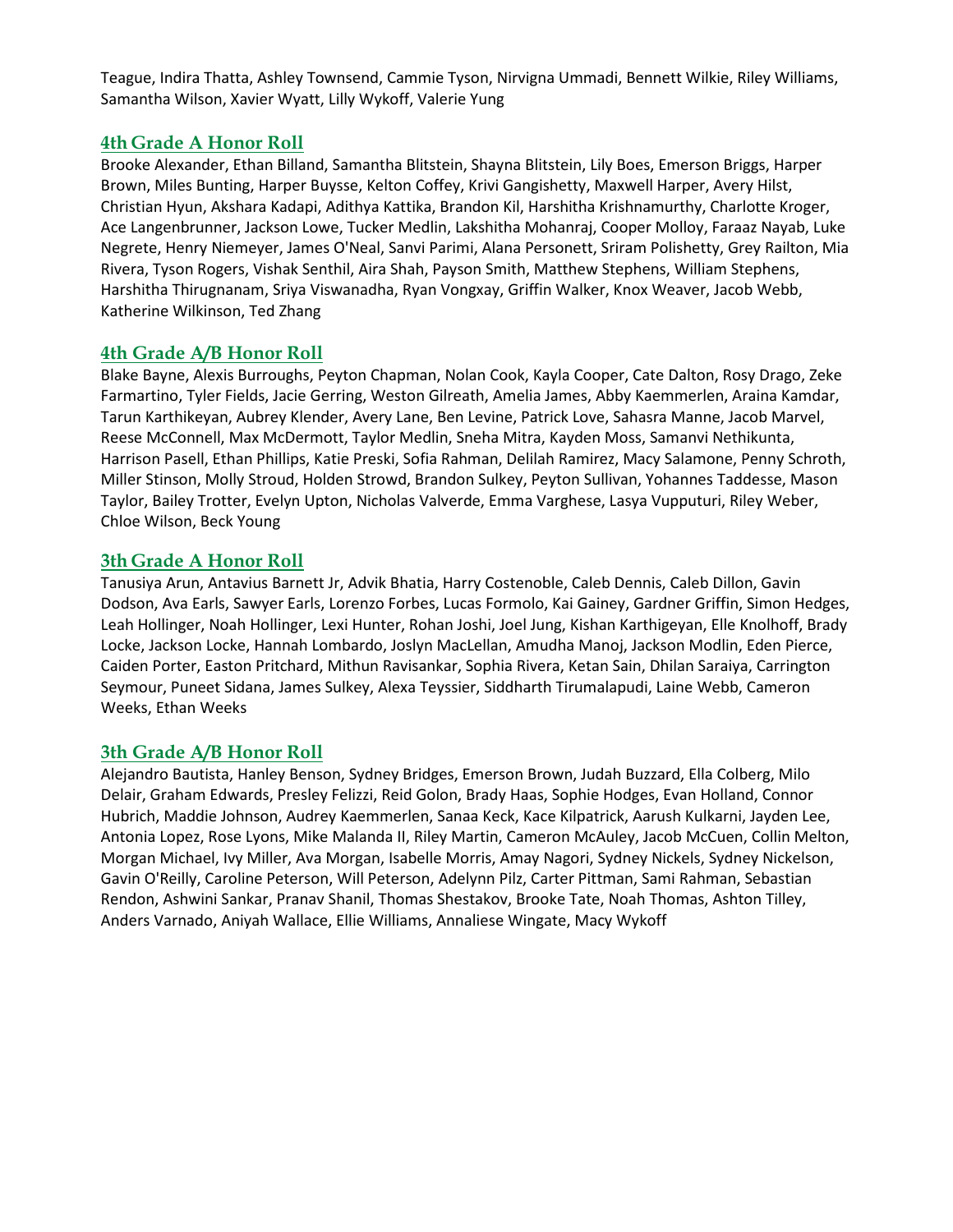Teague, Indira Thatta, Ashley Townsend, Cammie Tyson, Nirvigna Ummadi, Bennett Wilkie, Riley Williams, Samantha Wilson, Xavier Wyatt, Lilly Wykoff, Valerie Yung

## 4th Grade A Honor Roll

Brooke Alexander, Ethan Billand, Samantha Blitstein, Shayna Blitstein, Lily Boes, Emerson Briggs, Harper Brown, Miles Bunting, Harper Buysse, Kelton Coffey, Krivi Gangishetty, Maxwell Harper, Avery Hilst, Christian Hyun, Akshara Kadapi, Adithya Kattika, Brandon Kil, Harshitha Krishnamurthy, Charlotte Kroger, Ace Langenbrunner, Jackson Lowe, Tucker Medlin, Lakshitha Mohanraj, Cooper Molloy, Faraaz Nayab, Luke Negrete, Henry Niemeyer, James O'Neal, Sanvi Parimi, Alana Personett, Sriram Polishetty, Grey Railton, Mia Rivera, Tyson Rogers, Vishak Senthil, Aira Shah, Payson Smith, Matthew Stephens, William Stephens, Harshitha Thirugnanam, Sriya Viswanadha, Ryan Vongxay, Griffin Walker, Knox Weaver, Jacob Webb, Katherine Wilkinson, Ted Zhang

## 4th Grade A/B Honor Roll

Blake Bayne, Alexis Burroughs, Peyton Chapman, Nolan Cook, Kayla Cooper, Cate Dalton, Rosy Drago, Zeke Farmartino, Tyler Fields, Jacie Gerring, Weston Gilreath, Amelia James, Abby Kaemmerlen, Araina Kamdar, Tarun Karthikeyan, Aubrey Klender, Avery Lane, Ben Levine, Patrick Love, Sahasra Manne, Jacob Marvel, Reese McConnell, Max McDermott, Taylor Medlin, Sneha Mitra, Kayden Moss, Samanvi Nethikunta, Harrison Pasell, Ethan Phillips, Katie Preski, Sofia Rahman, Delilah Ramirez, Macy Salamone, Penny Schroth, Miller Stinson, Molly Stroud, Holden Strowd, Brandon Sulkey, Peyton Sullivan, Yohannes Taddesse, Mason Taylor, Bailey Trotter, Evelyn Upton, Nicholas Valverde, Emma Varghese, Lasya Vupputuri, Riley Weber, Chloe Wilson, Beck Young

## 3th Grade A Honor Roll

Tanusiya Arun, Antavius Barnett Jr, Advik Bhatia, Harry Costenoble, Caleb Dennis, Caleb Dillon, Gavin Dodson, Ava Earls, Sawyer Earls, Lorenzo Forbes, Lucas Formolo, Kai Gainey, Gardner Griffin, Simon Hedges, Leah Hollinger, Noah Hollinger, Lexi Hunter, Rohan Joshi, Joel Jung, Kishan Karthigeyan, Elle Knolhoff, Brady Locke, Jackson Locke, Hannah Lombardo, Joslyn MacLellan, Amudha Manoj, Jackson Modlin, Eden Pierce, Caiden Porter, Easton Pritchard, Mithun Ravisankar, Sophia Rivera, Ketan Sain, Dhilan Saraiya, Carrington Seymour, Puneet Sidana, James Sulkey, Alexa Teyssier, Siddharth Tirumalapudi, Laine Webb, Cameron Weeks, Ethan Weeks

## 3th Grade A/B Honor Roll

Alejandro Bautista, Hanley Benson, Sydney Bridges, Emerson Brown, Judah Buzzard, Ella Colberg, Milo Delair, Graham Edwards, Presley Felizzi, Reid Golon, Brady Haas, Sophie Hodges, Evan Holland, Connor Hubrich, Maddie Johnson, Audrey Kaemmerlen, Sanaa Keck, Kace Kilpatrick, Aarush Kulkarni, Jayden Lee, Antonia Lopez, Rose Lyons, Mike Malanda II, Riley Martin, Cameron McAuley, Jacob McCuen, Collin Melton, Morgan Michael, Ivy Miller, Ava Morgan, Isabelle Morris, Amay Nagori, Sydney Nickels, Sydney Nickelson, Gavin O'Reilly, Caroline Peterson, Will Peterson, Adelynn Pilz, Carter Pittman, Sami Rahman, Sebastian Rendon, Ashwini Sankar, Pranav Shanil, Thomas Shestakov, Brooke Tate, Noah Thomas, Ashton Tilley, Anders Varnado, Aniyah Wallace, Ellie Williams, Annaliese Wingate, Macy Wykoff